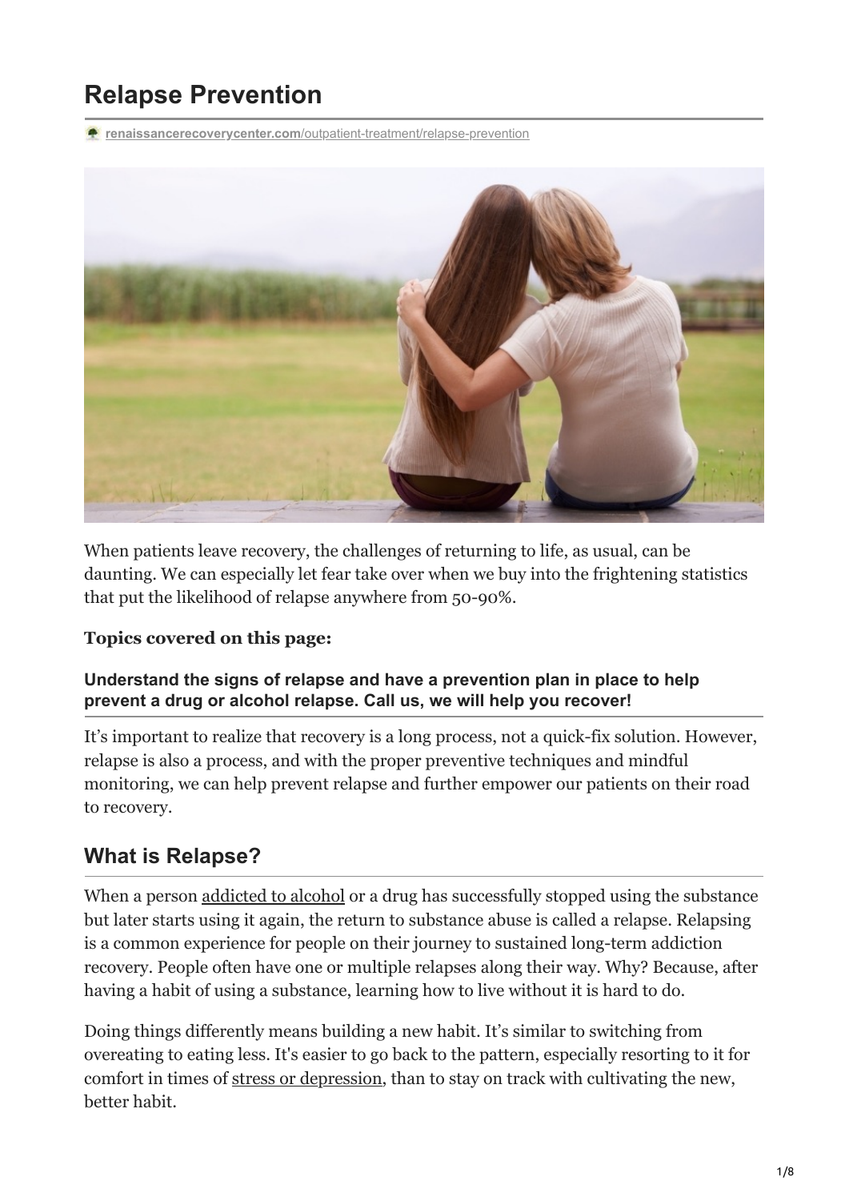# Relapse Prevention

renaissancerecoverycenter.com/outpatient-treatment/relapse-prevention

When patients leave recovery, the challenges of returning to life, as usual, can be daunting. We can especially let fear take over when we buy into the frightening statistics that put the likelihood of relapse anywhere from 50-90%.

**Topics covered on this page:**

### Understand the signs of relapse and have a prevention plan in place to help prevent a drug or alcohol relapse. Call us, we will help you recover!

It's important to realize that recovery is a long process, not a quick-fix solution. However, relapse is also a process, and with the proper preventive techniques and mindful monitoring, we can help prevent relapse and further empower our patients on their road to recovery.

## What is Relapse?

When a person addicted to alcohol or a drug has successfully stopped using the substance but later starts using it again, the return to substance abuse is called a relapse. Relapsing is a common experience for people on their journey to sustained long-term addiction recovery. People often have one or multiple relapses along their way. Why? Because, after having a habit of using a substance, learning how to live without it is hard to do.

Doing things differently means building a new habit. It's similar to switching from overeating to eating less. It's easier to go back to the pattern, especially resorting to it for comfort in times of stress or depression, than to stay on track with cultivating the new, better habit.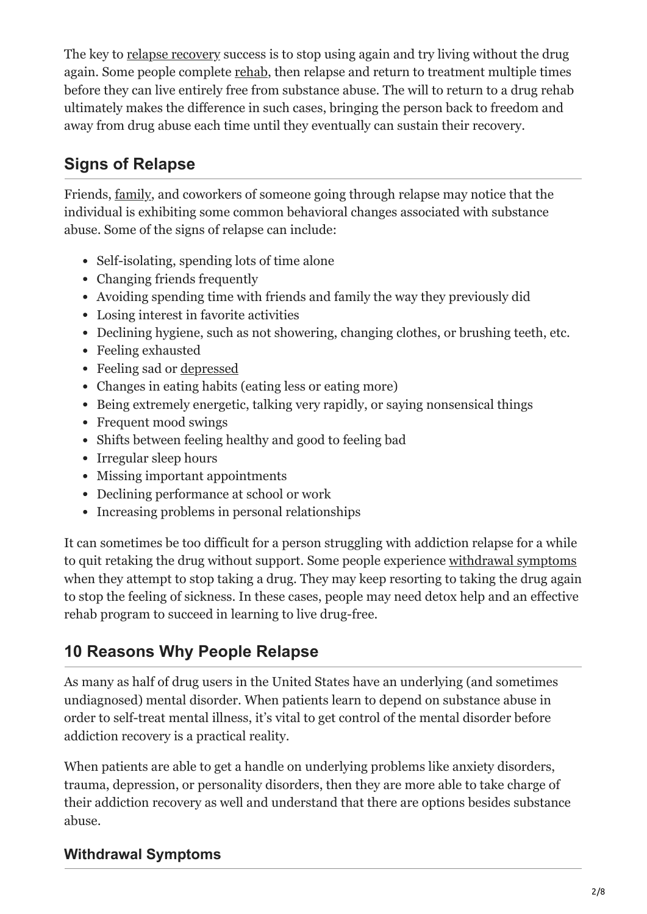The key to relapse recovery success is to stop using again and try living without the drug again. Some people complete rehab, then relapse and return to treatment multiple times before they can live entirely free from substance abuse. The will to return to a drug rehab ultimately makes the difference in such cases, bringing the person back to freedom and away from drug abuse each time until they eventually can sustain their recovery.

## Signs of Relapse

Friends, family, and coworkers of someone going through relapse may notice that the individual is exhibiting some common behavioral changes associated with substance abuse. Some of the signs of relapse can include:

- Self-isolating, spending lots of time alone
- Changing friends frequently
- Avoiding spending time with friends and family the way they previously did
- Losing interest in favorite activities
- Declining hygiene, such as not showering, changing clothes, or brushing teeth, etc.
- Feeling exhausted
- Feeling sad or depressed
- Changes in eating habits (eating less or eating more)
- Being extremely energetic, talking very rapidly, or saying nonsensical things
- Frequent mood swings
- Shifts between feeling healthy and good to feeling bad
- Irregular sleep hours
- Missing important appointments
- Declining performance at school or work
- Increasing problems in personal relationships

It can sometimes be too difficult for a person struggling with addiction relapse for a while to quit retaking the drug without support. Some people experience withdrawal symptoms when they attempt to stop taking a drug. They may keep resorting to taking the drug again to stop the feeling of sickness. In these cases, people may need detox help and an effective rehab program to succeed in learning to live drug-free.

## 10 Reasons Why People Relapse

As many as half of drug users in the United States have an underlying (and sometimes undiagnosed) mental disorder. When patients learn to depend on substance abuse in order to self-treat mental illness, it's vital to get control of the mental disorder before addiction recovery is a practical reality.

When patients are able to get a handle on underlying problems like anxiety disorders, trauma, depression, or personality disorders, then they are more able to take charge of their addiction recovery as well and understand that there are options besides substance abuse.

### Withdrawal Symptoms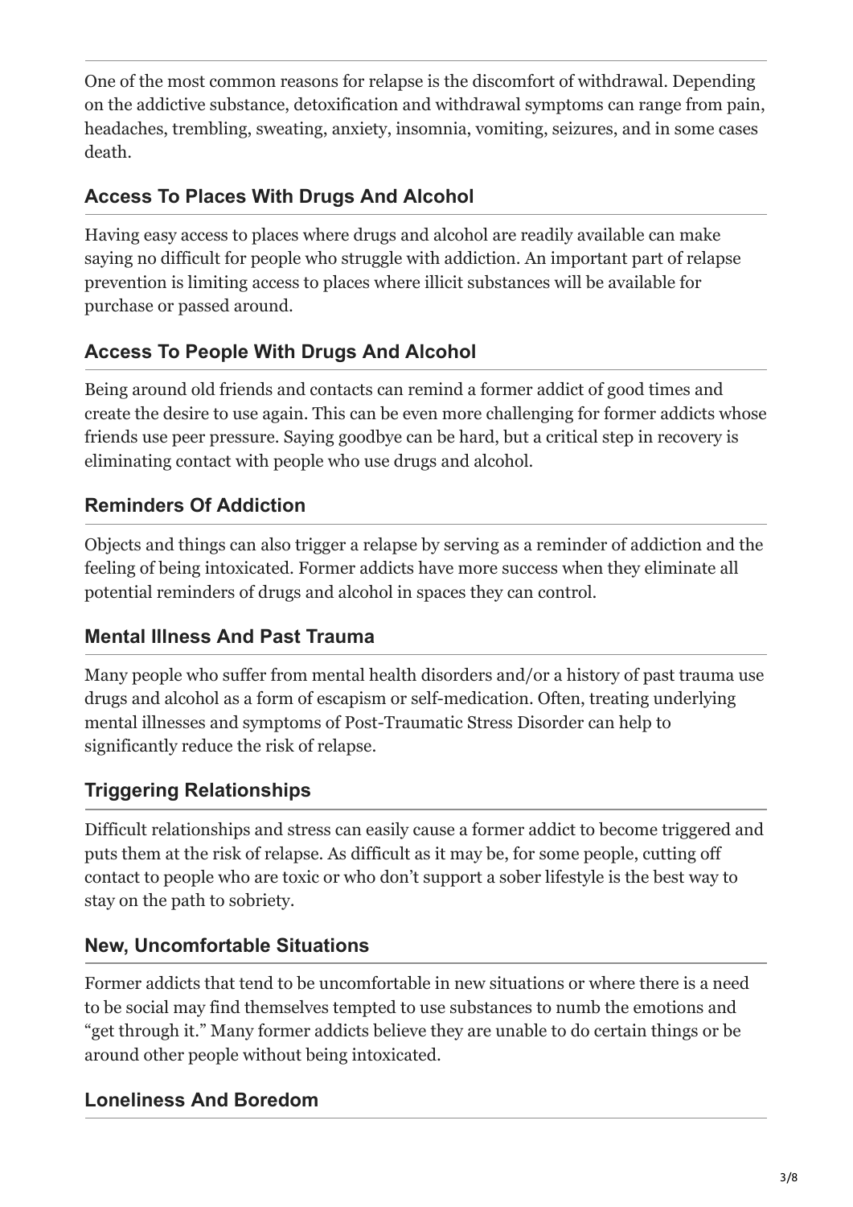One of the most common reasons for relapse is the discomfort of withdrawal. Depending on the addictive substance, detoxification and withdrawal symptoms can range from pain, headaches, trembling, sweating, anxiety, insomnia, vomiting, seizures, and in some cases death.

### Access To Places With Drugs And Alcohol

Having easy access to places where drugs and alcohol are readily available can make saying no difficult for people who struggle with addiction. An important part of relapse prevention is limiting access to places where illicit substances will be available for purchase or passed around.

### Access To People With Drugs And Alcohol

Being around old friends and contacts can remind a former addict of good times and create the desire to use again. This can be even more challenging for former addicts whose friends use peer pressure. Saying goodbye can be hard, but a critical step in recovery is eliminating contact with people who use drugs and alcohol.

### Reminders Of Addiction

Objects and things can also trigger a relapse by serving as a reminder of addiction and the feeling of being intoxicated. Former addicts have more success when they eliminate all potential reminders of drugs and alcohol in spaces they can control.

### Mental Illness And Past Trauma

Many people who suffer from mental health disorders and/or a history of past trauma use drugs and alcohol as a form of escapism or self-medication. Often, treating underlying mental illnesses and symptoms of Post-Traumatic Stress Disorder can help to significantly reduce the risk of relapse.

### Triggering Relationships

Difficult relationships and stress can easily cause a former addict to become triggered and puts them at the risk of relapse. As difficult as it may be, for some people, cutting off contact to people who are toxic or who don't support a sober lifestyle is the best way to stay on the path to sobriety.

### New, Uncomfortable Situations

Former addicts that tend to be uncomfortable in new situations or where there is a need to be social may find themselves tempted to use substances to numb the emotions and "get through it." Many former addicts believe they are unable to do certain things or be around other people without being intoxicated.

### Loneliness And Boredom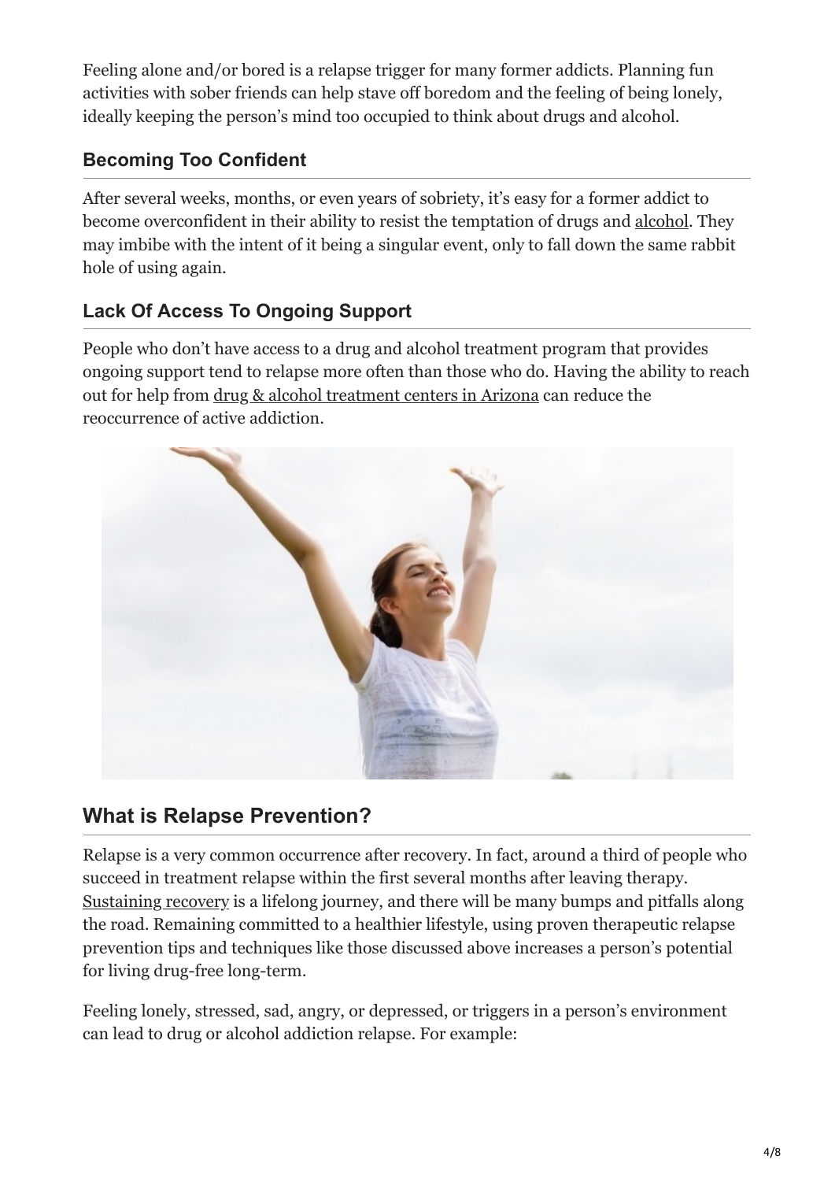Feeling alone and/or bored is a relapse trigger for many former addicts. Planning fun activities with sober friends can help stave off boredom and the feeling of being lonely, ideally keeping the person's mind too occupied to think about drugs and alcohol.

### Becoming Too Confident

After several weeks, months, or even years of sobriety, it's easy for a former addict to become overconfident in their ability to resist the temptation of drugs and alcohol. They may imbibe with the intent of it being a singular event, only to fall down the same rabbit hole of using again.

### Lack Of Access To Ongoing Support

People who don't have access to a drug and alcohol treatment program that provides ongoing support tend to relapse more often than those who do. Having the ability to reach out for help from drug & alcohol treatment centers in Arizona can reduce the reoccurrence of active addiction.

## What is Relapse Prevention?

Relapse is a very common occurrence after recovery. In fact, around a third of people who succeed in treatment relapse within the first several months after leaving therapy. Sustaining recovery is a lifelong journey, and there will be many bumps and pitfalls along the road. Remaining committed to a healthier lifestyle, using proven therapeutic relapse prevention tips and techniques like those discussed above increases a person's potential for living drug-free long-term.

Feeling lonely, stressed, sad, angry, or depressed, or triggers in a person's environment can lead to drug or alcohol addiction relapse. For example: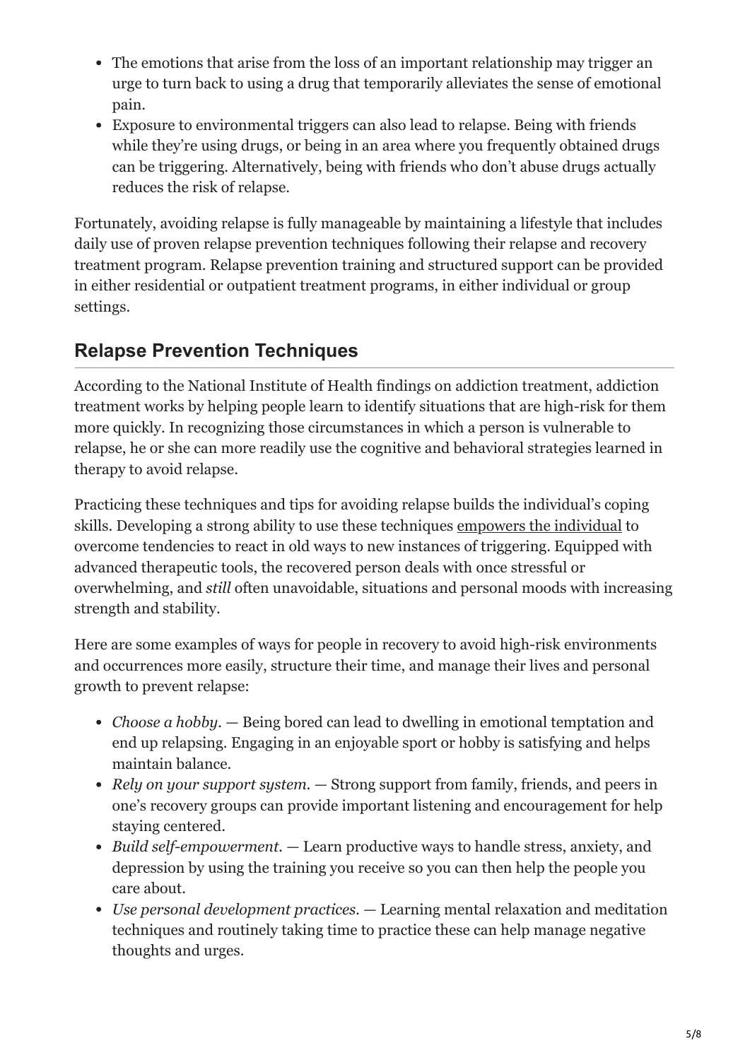- The emotions that arise from the loss of an important relationship may trigger an urge to turn back to using a drug that temporarily alleviates the sense of emotional pain.
- Exposure to environmental triggers can also lead to relapse. Being with friends while they're using drugs, or being in an area where you frequently obtained drugs can be triggering. Alternatively, being with friends who don't abuse drugs actually reduces the risk of relapse.

Fortunately, avoiding relapse is fully manageable by maintaining a lifestyle that includes daily use of proven relapse prevention techniques following their relapse and recovery treatment program. Relapse prevention training and structured support can be provided in either residential or outpatient treatment programs, in either individual or group settings.

## Relapse Prevention Techniques

According to the National Institute of Health findings on addiction treatment, addiction treatment works by helping people learn to identify situations that are high-risk for them more quickly. In recognizing those circumstances in which a person is vulnerable to relapse, he or she can more readily use the cognitive and behavioral strategies learned in therapy to avoid relapse.

Practicing these techniques and tips for avoiding relapse builds the individual's coping skills. Developing a strong ability to use these techniques empowers the individual to overcome tendencies to react in old ways to new instances of triggering. Equipped with advanced therapeutic tools, the recovered person deals with once stressful or overwhelming, and *still* often unavoidable, situations and personal moods with increasing strength and stability.

Here are some examples of ways for people in recovery to avoid high-risk environments and occurrences more easily, structure their time, and manage their lives and personal growth to prevent relapse:

- *Choose a hobby.* — Being bored can lead to dwelling in emotional temptation and end up relapsing. Engaging in an enjoyable sport or hobby is satisfying and helps maintain balance.
- *Rely on your support system.* — Strong support from family, friends, and peers in one's recovery groups can provide important listening and encouragement for help staying centered.
- *Build self-empowerment.* — Learn productive ways to handle stress, anxiety, and depression by using the training you receive so you can then help the people you care about.
- *Use personal development practices.* — Learning mental relaxation and meditation techniques and routinely taking time to practice these can help manage negative thoughts and urges.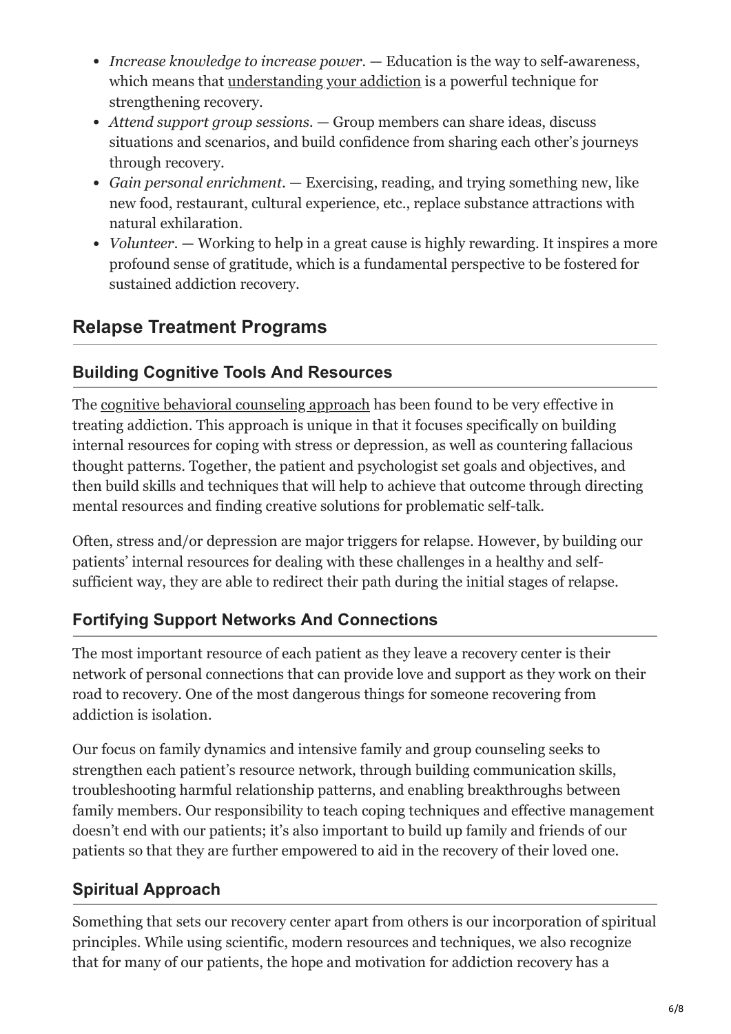- *Increase knowledge to increase power.* — Education is the way to self-awareness, which means that understanding your addiction is a powerful technique for strengthening recovery.
- *Attend support group sessions.* — Group members can share ideas, discuss situations and scenarios, and build confidence from sharing each other's journeys through recovery.
- *Gain personal enrichment.* — Exercising, reading, and trying something new, like new food, restaurant, cultural experience, etc., replace substance attractions with natural exhilaration.
- *Volunteer.* — Working to help in a great cause is highly rewarding. It inspires a more profound sense of gratitude, which is a fundamental perspective to be fostered for sustained addiction recovery.

## Relapse Treatment Programs

### Building Cognitive Tools And Resources

The cognitive behavioral counseling approach has been found to be very effective in treating addiction. This approach is unique in that it focuses specifically on building internal resources for coping with stress or depression, as well as countering fallacious thought patterns. Together, the patient and psychologist set goals and objectives, and then build skills and techniques that will help to achieve that outcome through directing mental resources and finding creative solutions for problematic self-talk.

Often, stress and/or depression are major triggers for relapse. However, by building our patients' internal resources for dealing with these challenges in a healthy and self-sufficient way, they are able to redirect their path during the initial stages of relapse.

### Fortifying Support Networks And Connections

The most important resource of each patient as they leave a recovery center is their network of personal connections that can provide love and support as they work on their road to recovery. One of the most dangerous things for someone recovering from addiction is isolation.

Our focus on family dynamics and intensive family and group counseling seeks to strengthen each patient's resource network, through building communication skills, troubleshooting harmful relationship patterns, and enabling breakthroughs between family members. Our responsibility to teach coping techniques and effective management doesn't end with our patients; it's also important to build up family and friends of our patients so that they are further empowered to aid in the recovery of their loved one.

### Spiritual Approach

Something that sets our recovery center apart from others is our incorporation of spiritual principles. While using scientific, modern resources and techniques, we also recognize that for many of our patients, the hope and motivation for addiction recovery has a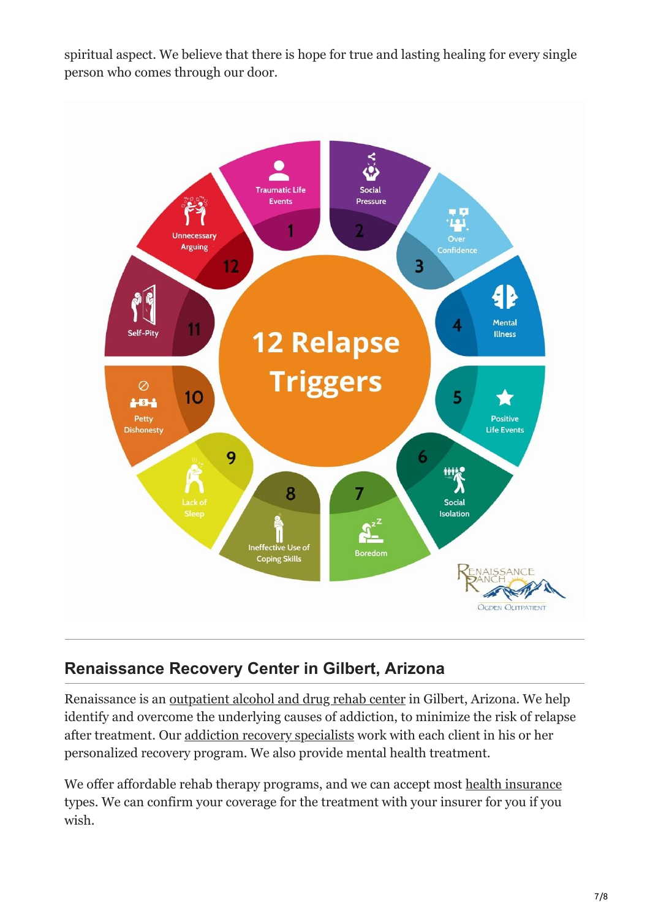spiritual aspect. We believe that there is hope for true and lasting healing for every single person who comes through our door.

**12 Relapse Triggers**

1. Traumatic Life Events
2. Social Pressure
3. Over Confidence
4. Mental Illness
5. Positive Life Events
6. Social Isolation
7. Boredom
8. Ineffective Use of Coping Skills
9. Lack of Sleep
10. Petty Dishonesty
11. Self-Pity
12. Unnecessary Arguing

Renaissance Ranch – Ogden Outpatient

## Renaissance Recovery Center in Gilbert, Arizona

Renaissance is an outpatient alcohol and drug rehab center in Gilbert, Arizona. We help identify and overcome the underlying causes of addiction, to minimize the risk of relapse after treatment. Our addiction recovery specialists work with each client in his or her personalized recovery program. We also provide mental health treatment.

We offer affordable rehab therapy programs, and we can accept most health insurance types. We can confirm your coverage for the treatment with your insurer for you if you wish.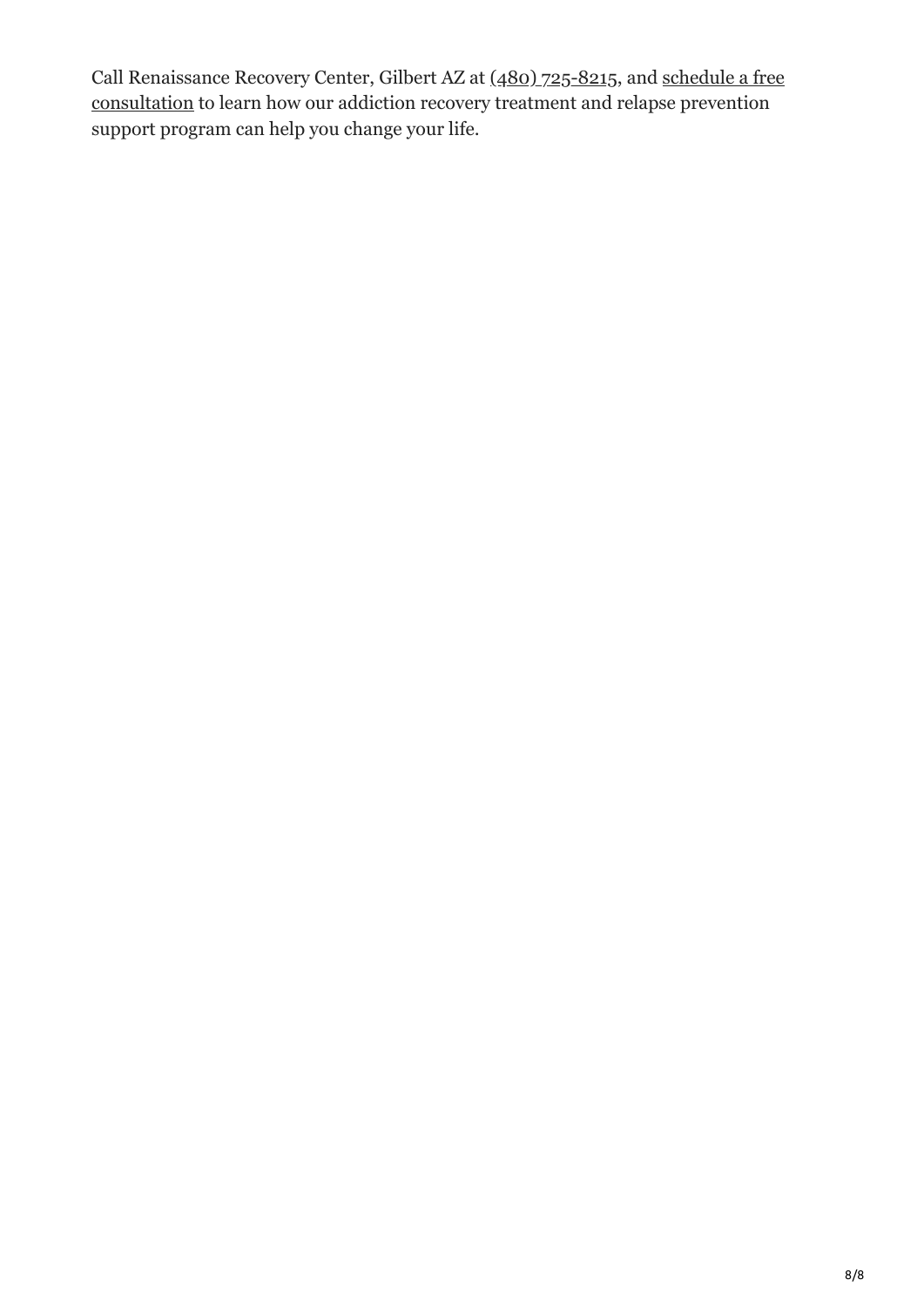Call Renaissance Recovery Center, Gilbert AZ at (480) 725-8215, and schedule a free consultation to learn how our addiction recovery treatment and relapse prevention support program can help you change your life.